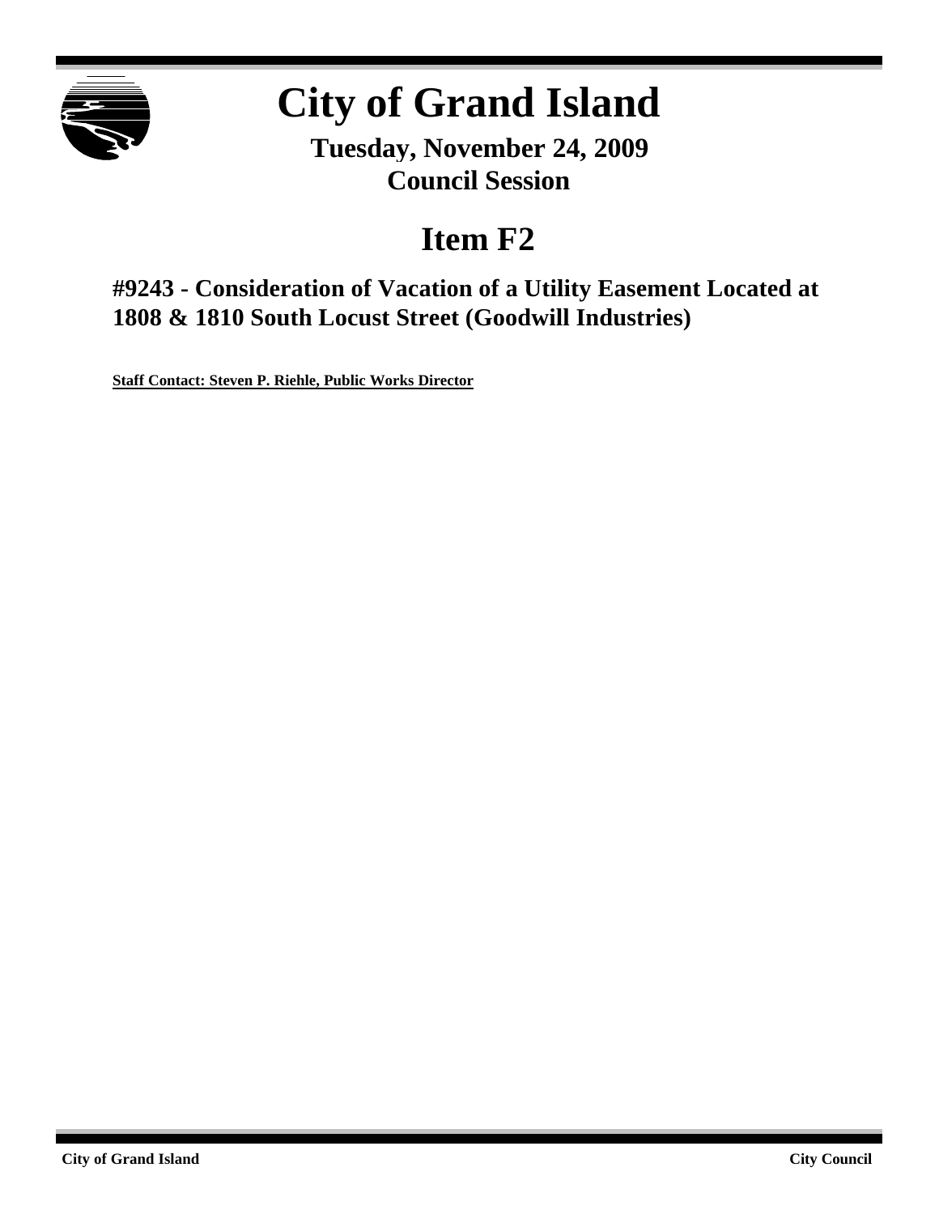# City of Grand Island

**Tuesday, November 24, 2009**
**Council Session**

## Item F2

### #9243 - Consideration of Vacation of a Utility Easement Located at 1808 & 1810 South Locust Street (Goodwill Industries)

**Staff Contact: Steven P. Riehle, Public Works Director**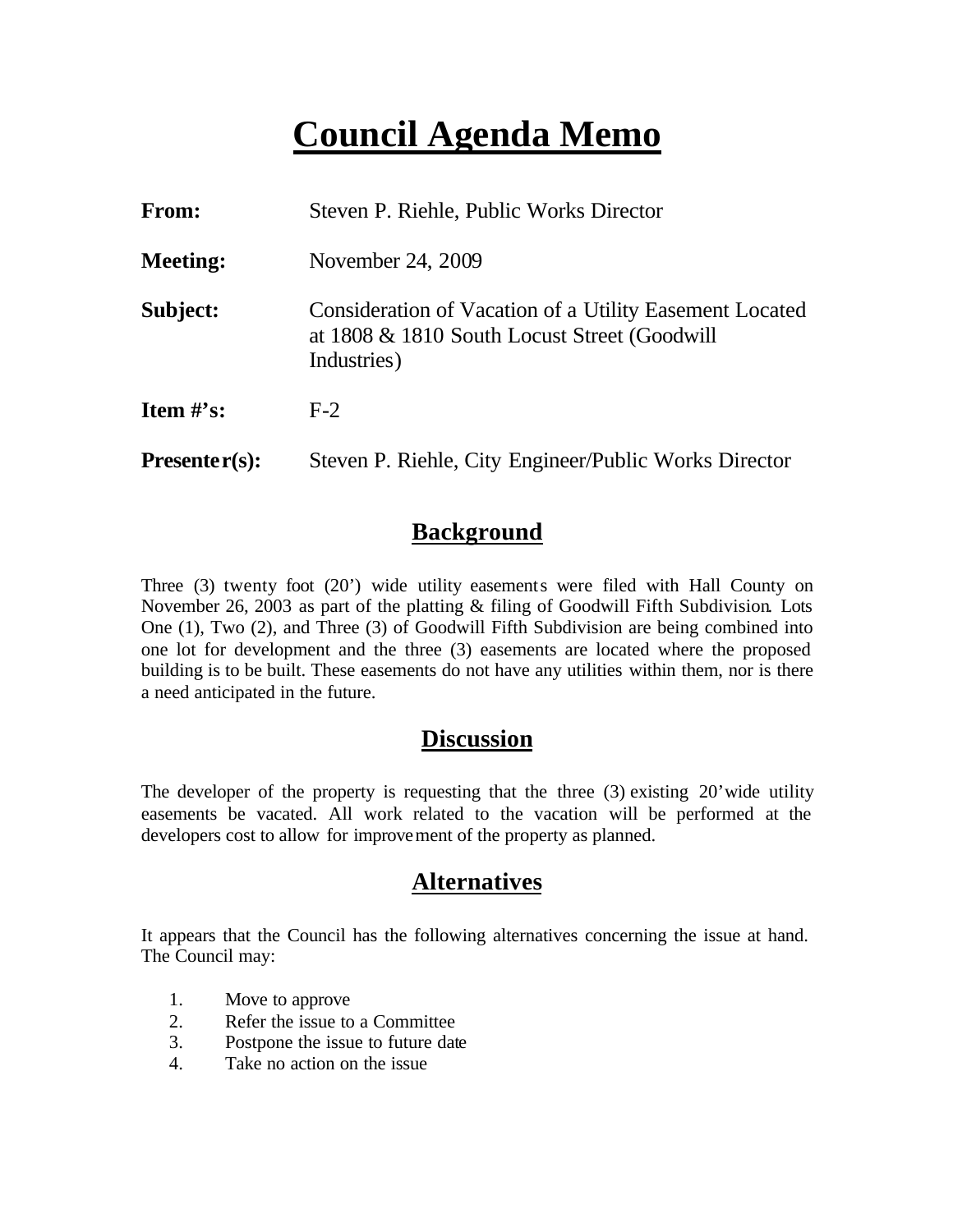# Council Agenda Memo

**From:** Steven P. Riehle, Public Works Director

**Meeting:** November 24, 2009

**Subject:** Consideration of Vacation of a Utility Easement Located at 1808 & 1810 South Locust Street (Goodwill Industries)

**Item #'s:** F-2

**Presenter(s):** Steven P. Riehle, City Engineer/Public Works Director

## Background

Three (3) twenty foot (20') wide utility easements were filed with Hall County on November 26, 2003 as part of the platting & filing of Goodwill Fifth Subdivision. Lots One (1), Two (2), and Three (3) of Goodwill Fifth Subdivision are being combined into one lot for development and the three (3) easements are located where the proposed building is to be built. These easements do not have any utilities within them, nor is there a need anticipated in the future.

## Discussion

The developer of the property is requesting that the three (3) existing 20' wide utility easements be vacated. All work related to the vacation will be performed at the developers cost to allow for improvement of the property as planned.

## Alternatives

It appears that the Council has the following alternatives concerning the issue at hand. The Council may:

1. Move to approve
2. Refer the issue to a Committee
3. Postpone the issue to future date
4. Take no action on the issue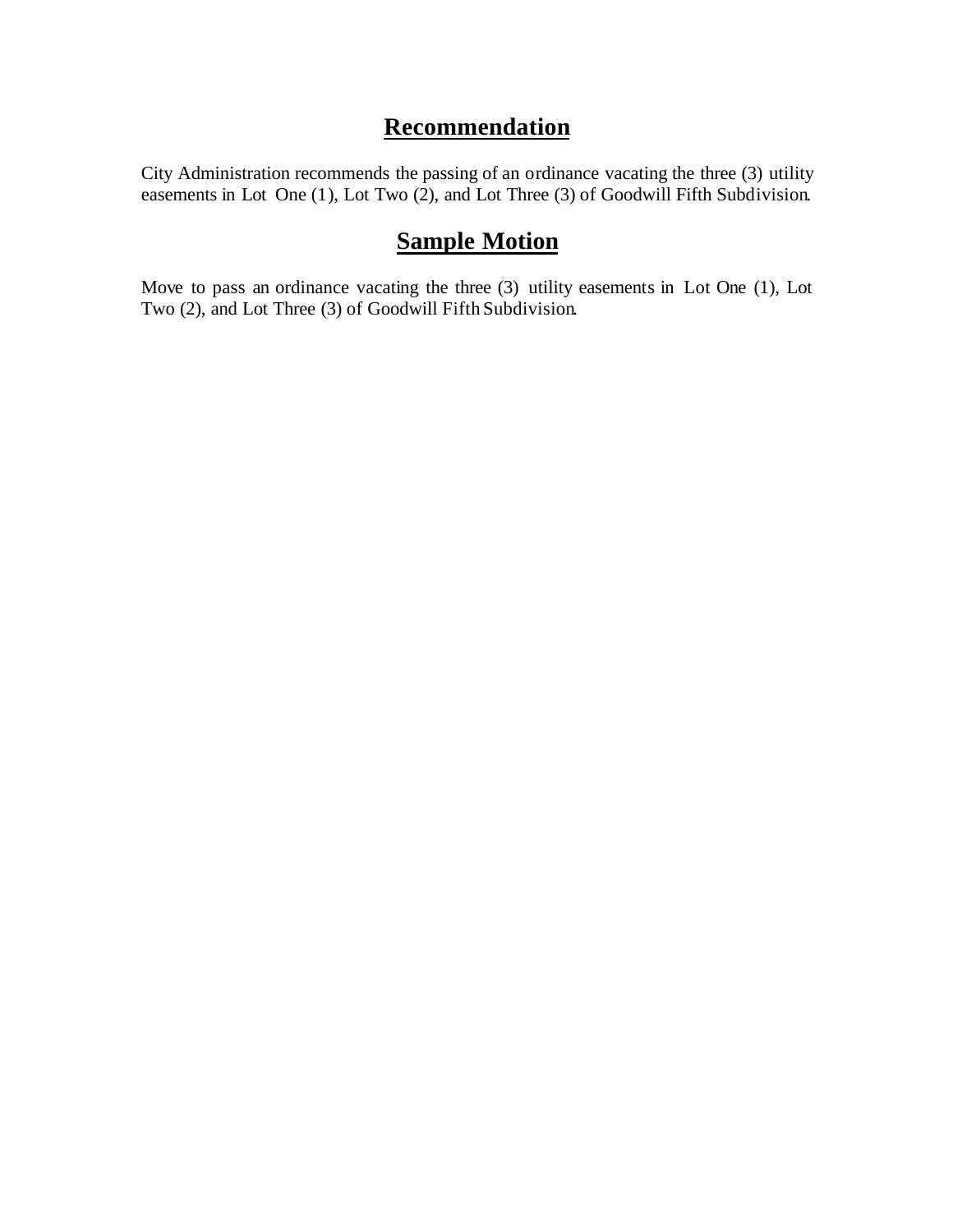## Recommendation

City Administration recommends the passing of an ordinance vacating the three (3) utility easements in Lot One (1), Lot Two (2), and Lot Three (3) of Goodwill Fifth Subdivision.

## Sample Motion

Move to pass an ordinance vacating the three (3) utility easements in Lot One (1), Lot Two (2), and Lot Three (3) of Goodwill Fifth Subdivision.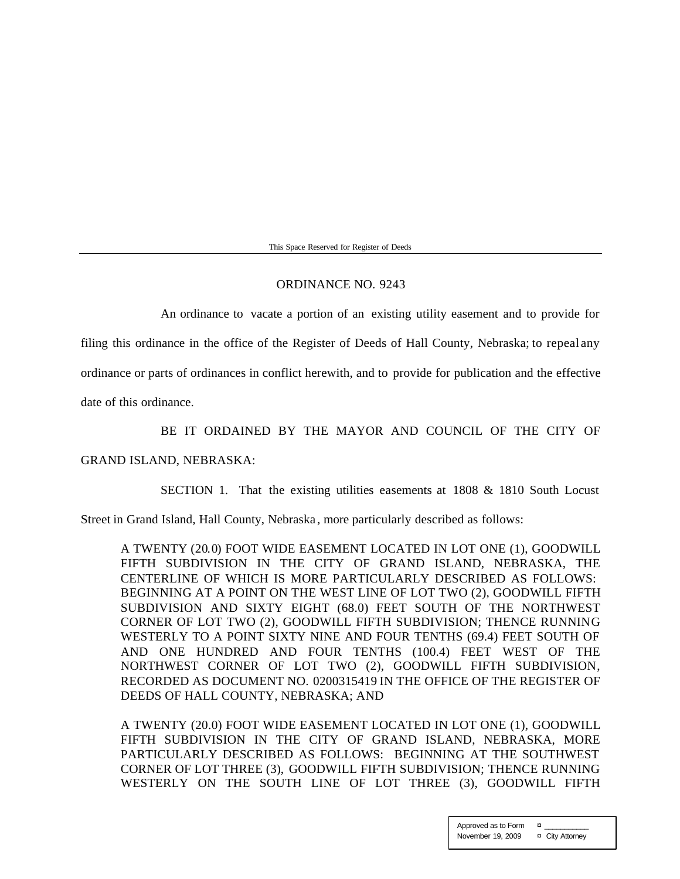This Space Reserved for Register of Deeds

ORDINANCE NO. 9243

An ordinance to vacate a portion of an existing utility easement and to provide for filing this ordinance in the office of the Register of Deeds of Hall County, Nebraska; to repeal any ordinance or parts of ordinances in conflict herewith, and to provide for publication and the effective date of this ordinance.

BE IT ORDAINED BY THE MAYOR AND COUNCIL OF THE CITY OF GRAND ISLAND, NEBRASKA:

SECTION 1. That the existing utilities easements at 1808 & 1810 South Locust Street in Grand Island, Hall County, Nebraska, more particularly described as follows:

> A TWENTY (20.0) FOOT WIDE EASEMENT LOCATED IN LOT ONE (1), GOODWILL FIFTH SUBDIVISION IN THE CITY OF GRAND ISLAND, NEBRASKA, THE CENTERLINE OF WHICH IS MORE PARTICULARLY DESCRIBED AS FOLLOWS: BEGINNING AT A POINT ON THE WEST LINE OF LOT TWO (2), GOODWILL FIFTH SUBDIVISION AND SIXTY EIGHT (68.0) FEET SOUTH OF THE NORTHWEST CORNER OF LOT TWO (2), GOODWILL FIFTH SUBDIVISION; THENCE RUNNING WESTERLY TO A POINT SIXTY NINE AND FOUR TENTHS (69.4) FEET SOUTH OF AND ONE HUNDRED AND FOUR TENTHS (100.4) FEET WEST OF THE NORTHWEST CORNER OF LOT TWO (2), GOODWILL FIFTH SUBDIVISION, RECORDED AS DOCUMENT NO. 0200315419 IN THE OFFICE OF THE REGISTER OF DEEDS OF HALL COUNTY, NEBRASKA; AND
>
> A TWENTY (20.0) FOOT WIDE EASEMENT LOCATED IN LOT ONE (1), GOODWILL FIFTH SUBDIVISION IN THE CITY OF GRAND ISLAND, NEBRASKA, MORE PARTICULARLY DESCRIBED AS FOLLOWS: BEGINNING AT THE SOUTHWEST CORNER OF LOT THREE (3), GOODWILL FIFTH SUBDIVISION; THENCE RUNNING WESTERLY ON THE SOUTH LINE OF LOT THREE (3), GOODWILL FIFTH

| Approved as to Form | ¤ ___________ |
|---|---|
| November 19, 2009 | ¤ City Attorney |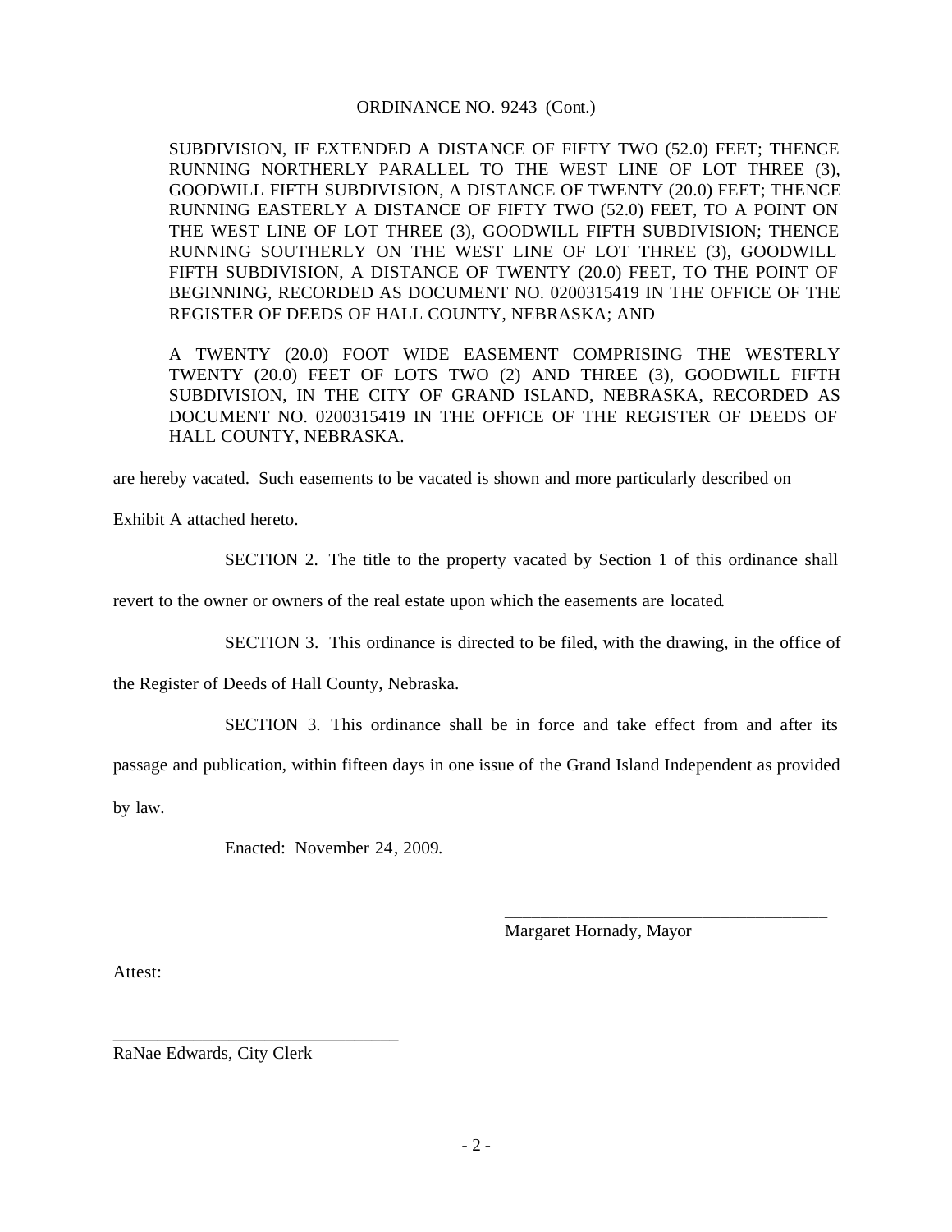ORDINANCE NO. 9243 (Cont.)

SUBDIVISION, IF EXTENDED A DISTANCE OF FIFTY TWO (52.0) FEET; THENCE RUNNING NORTHERLY PARALLEL TO THE WEST LINE OF LOT THREE (3), GOODWILL FIFTH SUBDIVISION, A DISTANCE OF TWENTY (20.0) FEET; THENCE RUNNING EASTERLY A DISTANCE OF FIFTY TWO (52.0) FEET, TO A POINT ON THE WEST LINE OF LOT THREE (3), GOODWILL FIFTH SUBDIVISION; THENCE RUNNING SOUTHERLY ON THE WEST LINE OF LOT THREE (3), GOODWILL FIFTH SUBDIVISION, A DISTANCE OF TWENTY (20.0) FEET, TO THE POINT OF BEGINNING, RECORDED AS DOCUMENT NO. 0200315419 IN THE OFFICE OF THE REGISTER OF DEEDS OF HALL COUNTY, NEBRASKA; AND

A TWENTY (20.0) FOOT WIDE EASEMENT COMPRISING THE WESTERLY TWENTY (20.0) FEET OF LOTS TWO (2) AND THREE (3), GOODWILL FIFTH SUBDIVISION, IN THE CITY OF GRAND ISLAND, NEBRASKA, RECORDED AS DOCUMENT NO. 0200315419 IN THE OFFICE OF THE REGISTER OF DEEDS OF HALL COUNTY, NEBRASKA.

are hereby vacated. Such easements to be vacated is shown and more particularly described on Exhibit A attached hereto.

SECTION 2. The title to the property vacated by Section 1 of this ordinance shall revert to the owner or owners of the real estate upon which the easements are located.

SECTION 3. This ordinance is directed to be filed, with the drawing, in the office of the Register of Deeds of Hall County, Nebraska.

SECTION 3. This ordinance shall be in force and take effect from and after its passage and publication, within fifteen days in one issue of the Grand Island Independent as provided by law.

Enacted: November 24, 2009.

\_\_\_\_\_\_\_\_\_\_\_\_\_\_\_\_\_\_\_\_\_\_\_\_\_\_\_\_\_\_\_\_\_\_\_\_\_\_
Margaret Hornady, Mayor

Attest:

\_\_\_\_\_\_\_\_\_\_\_\_\_\_\_\_\_\_\_\_\_\_\_\_\_\_\_\_\_\_\_\_\_\_\_
RaNae Edwards, City Clerk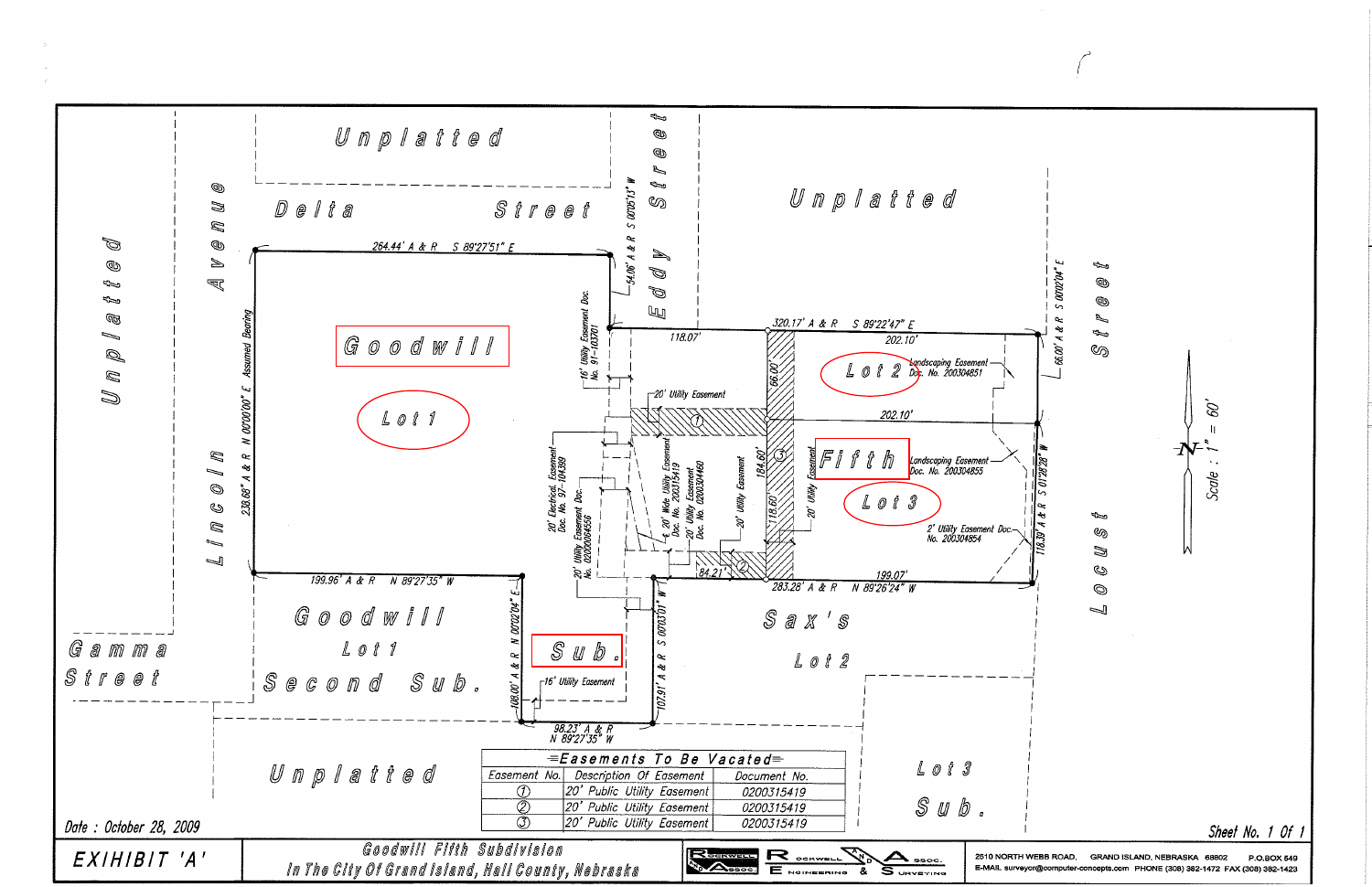# EXIHIBIT 'A'

**Goodwill Fifth Subdivision**
In The City Of Grand Island, Hall County, Nebraska

Unplatted

Delta Street

Eddy Street

Unplatted

Lincoln Avenue

Unplatted

Goodwill

Lot 1

264.44' A & R S 89°27'51" E

238.68' A & R N 00°00'00" E Assumed Bearing

54.06' A & R S 00°25'13" W

16' Utility Easement Doc. No. 91-103701

320.17' A & R S 89°22'47" E

118.07'

202.10'

66.00'

Lot 2

Landscaping Easement Doc. No. 200304851

66.00' A & R S 00°20'04" E

202.10'

20' Utility Easement

Fifth

Landscaping Easement Doc. No. 200304855

Lot 3

2' Utility Easement Doc. No. 200304854

118.39' A & R S 01°28'28" W

184.60'

118.60'

20' Utility Easement

20' Electrical Easement Doc. No. 97-104399

20' Utility Easement Doc. No. 0200304456

20' Wide Utility Easement Doc. No. 200315419

20' Utility Easement Doc. No. 0200304460

20' Utility Easement

84.21'

199.96' A & R N 89°27'35" W

283.28' A & R N 89°26'24" W

199.07'

Goodwill

Lot 1

Second Sub.

Sub.

106.00' A & R N 00°02'04" E

107.91' A & R S 00°03'01" W

15' Utility Easement

98.23' A & R N 89°27'35" W

Sax's

Lot 2

Gamma Street

Locust Street

Lot 3

Sub.

Unplatted

N

Scale : 1" = 60'

**Easements To Be Vacated**

| Easement No. | Description Of Easement | Document No. |
|---|---|---|
| ① | 20' Public Utility Easement | 0200315419 |
| ② | 20' Public Utility Easement | 0200315419 |
| ③ | 20' Public Utility Easement | 0200315419 |

Date : October 28, 2009

Sheet No. 1 Of 1

Rockwell and Assoc. Engineering & Surveying

2510 NORTH WEBB ROAD, GRAND ISLAND, NEBRASKA 68802 P.O.BOX 549
E-MAIL surveyor@computer-concepts.com PHONE (308) 382-1472 FAX (308) 382-1423